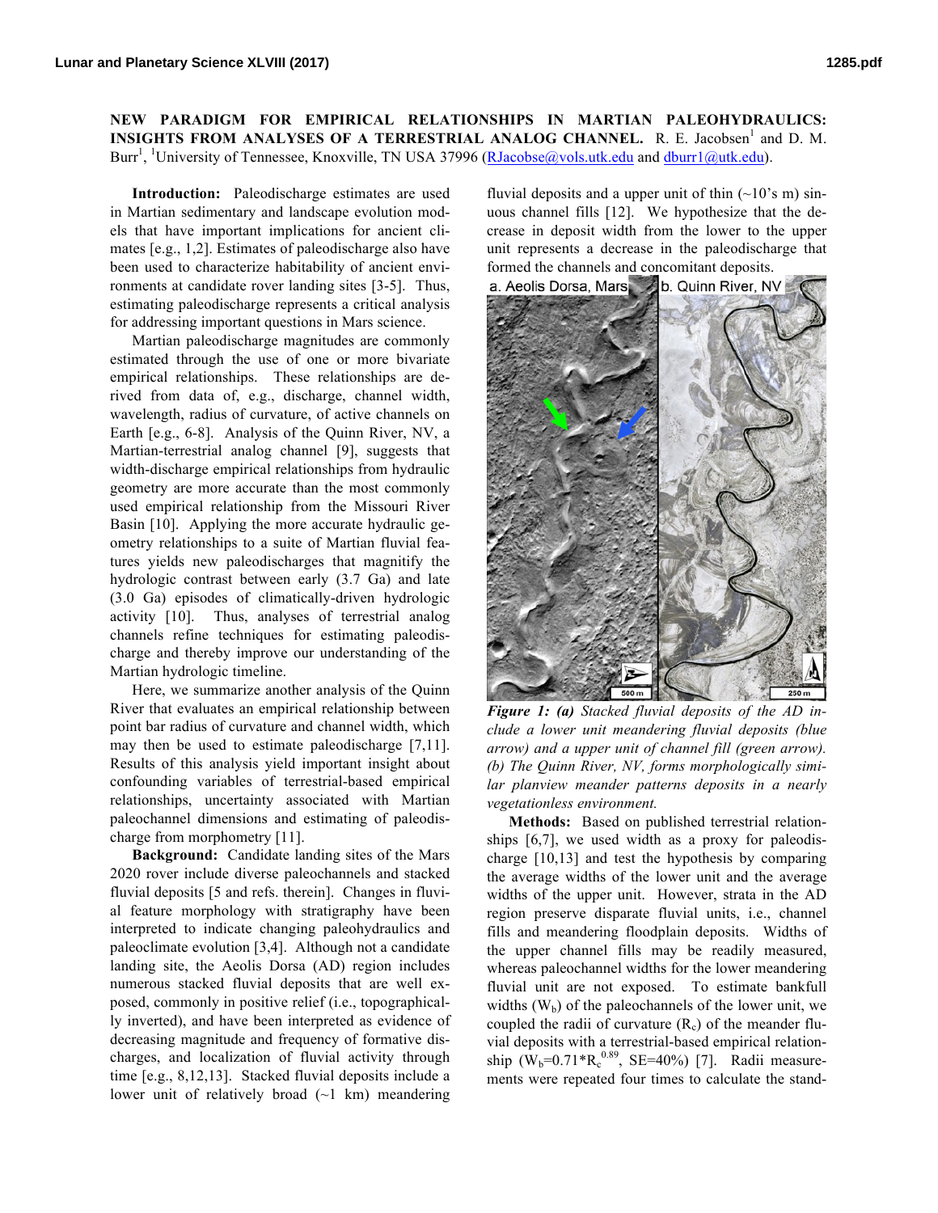# NEW PARADIGM FOR EMPIRICAL RELATIONSHIPS IN MARTIAN PALEOHYDRAULICS: INSIGHTS FROM ANALYSES OF A TERRESTRIAL ANALOG CHANNEL.

R. E. Jacobsen[1] and D. M. Burr[1], [1]University of Tennessee, Knoxville, TN USA 37996 (RJacobse@vols.utk.edu and dburr1@utk.edu).

**Introduction:** Paleodischarge estimates are used in Martian sedimentary and landscape evolution models that have important implications for ancient climates [e.g., 1,2]. Estimates of paleodischarge also have been used to characterize habitability of ancient environments at candidate rover landing sites [3-5]. Thus, estimating paleodischarge represents a critical analysis for addressing important questions in Mars science.

Martian paleodischarge magnitudes are commonly estimated through the use of one or more bivariate empirical relationships. These relationships are derived from data of, e.g., discharge, channel width, wavelength, radius of curvature, of active channels on Earth [e.g., 6-8]. Analysis of the Quinn River, NV, a Martian-terrestrial analog channel [9], suggests that width-discharge empirical relationships from hydraulic geometry are more accurate than the most commonly used empirical relationship from the Missouri River Basin [10]. Applying the more accurate hydraulic geometry relationships to a suite of Martian fluvial features yields new paleodischarges that magnitify the hydrologic contrast between early (3.7 Ga) and late (3.0 Ga) episodes of climatically-driven hydrologic activity [10]. Thus, analyses of terrestrial analog channels refine techniques for estimating paleodischarge and thereby improve our understanding of the Martian hydrologic timeline.

Here, we summarize another analysis of the Quinn River that evaluates an empirical relationship between point bar radius of curvature and channel width, which may then be used to estimate paleodischarge [7,11]. Results of this analysis yield important insight about confounding variables of terrestrial-based empirical relationships, uncertainty associated with Martian paleochannel dimensions and estimating of paleodischarge from morphometry [11].

**Background:** Candidate landing sites of the Mars 2020 rover include diverse paleochannels and stacked fluvial deposits [5 and refs. therein]. Changes in fluvial feature morphology with stratigraphy have been interpreted to indicate changing paleohydraulics and paleoclimate evolution [3,4]. Although not a candidate landing site, the Aeolis Dorsa (AD) region includes numerous stacked fluvial deposits that are well exposed, commonly in positive relief (i.e., topographically inverted), and have been interpreted as evidence of decreasing magnitude and frequency of formative discharges, and localization of fluvial activity through time [e.g., 8,12,13]. Stacked fluvial deposits include a lower unit of relatively broad (~1 km) meandering fluvial deposits and a upper unit of thin (~10's m) sinuous channel fills [12]. We hypothesize that the decrease in deposit width from the lower to the upper unit represents a decrease in the paleodischarge that formed the channels and concomitant deposits.

*Figure 1: (a) Stacked fluvial deposits of the AD include a lower unit meandering fluvial deposits (blue arrow) and a upper unit of channel fill (green arrow). (b) The Quinn River, NV, forms morphologically similar planview meander patterns deposits in a nearly vegetationless environment.*

**Methods:** Based on published terrestrial relationships [6,7], we used width as a proxy for paleodischarge [10,13] and test the hypothesis by comparing the average widths of the lower unit and the average widths of the upper unit. However, strata in the AD region preserve disparate fluvial units, i.e., channel fills and meandering floodplain deposits. Widths of the upper channel fills may be readily measured, whereas paleochannel widths for the lower meandering fluvial unit are not exposed. To estimate bankfull widths ($W_b$) of the paleochannels of the lower unit, we coupled the radii of curvature ($R_c$) of the meander fluvial deposits with a terrestrial-based empirical relationship ($W_b=0.71*R_c^{0.89}$, SE=40%) [7]. Radii measurements were repeated four times to calculate the stand-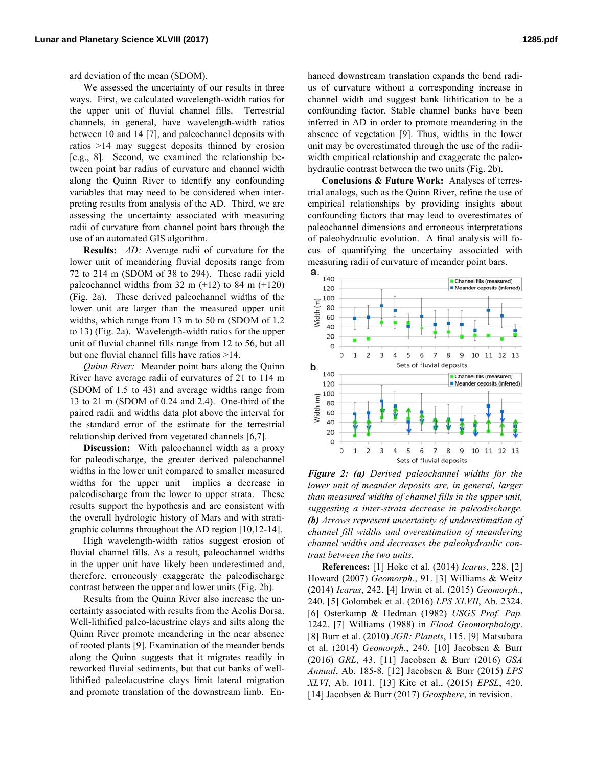ard deviation of the mean (SDOM).

We assessed the uncertainty of our results in three ways. First, we calculated wavelength-width ratios for the upper unit of fluvial channel fills. Terrestrial channels, in general, have wavelength-width ratios between 10 and 14 [7], and paleochannel deposits with ratios >14 may suggest deposits thinned by erosion [e.g., 8]. Second, we examined the relationship between point bar radius of curvature and channel width along the Quinn River to identify any confounding variables that may need to be considered when interpreting results from analysis of the AD. Third, we are assessing the uncertainty associated with measuring radii of curvature from channel point bars through the use of an automated GIS algorithm.

**Results:** *AD:* Average radii of curvature for the lower unit of meandering fluvial deposits range from 72 to 214 m (SDOM of 38 to 294). These radii yield paleochannel widths from 32 m (±12) to 84 m (±120) (Fig. 2a). These derived paleochannel widths of the lower unit are larger than the measured upper unit widths, which range from 13 m to 50 m (SDOM of 1.2 to 13) (Fig. 2a). Wavelength-width ratios for the upper unit of fluvial channel fills range from 12 to 56, but all but one fluvial channel fills have ratios >14.

*Quinn River:* Meander point bars along the Quinn River have average radii of curvatures of 21 to 114 m (SDOM of 1.5 to 43) and average widths range from 13 to 21 m (SDOM of 0.24 and 2.4). One-third of the paired radii and widths data plot above the interval for the standard error of the estimate for the terrestrial relationship derived from vegetated channels [6,7].

**Discussion:** With paleochannel width as a proxy for paleodischarge, the greater derived paleochannel widths in the lower unit compared to smaller measured widths for the upper unit implies a decrease in paleodischarge from the lower to upper strata. These results support the hypothesis and are consistent with the overall hydrologic history of Mars and with stratigraphic columns throughout the AD region [10,12-14].

High wavelength-width ratios suggest erosion of fluvial channel fills. As a result, paleochannel widths in the upper unit have likely been underestimated and, therefore, erroneously exaggerate the paleodischarge contrast between the upper and lower units (Fig. 2b).

Results from the Quinn River also increase the uncertainty associated with results from the Aeolis Dorsa. Well-lithified paleo-lacustrine clays and silts along the Quinn River promote meandering in the near absence of rooted plants [9]. Examination of the meander bends along the Quinn suggests that it migrates readily in reworked fluvial sediments, but that cut banks of well-lithified paleolacustrine clays limit lateral migration and promote translation of the downstream limb. Enhanced downstream translation expands the bend radius of curvature without a corresponding increase in channel width and suggest bank lithification to be a confounding factor. Stable channel banks have been inferred in AD in order to promote meandering in the absence of vegetation [9]. Thus, widths in the lower unit may be overestimated through the use of the radii-width empirical relationship and exaggerate the paleohydraulic contrast between the two units (Fig. 2b).

**Conclusions & Future Work:** Analyses of terrestrial analogs, such as the Quinn River, refine the use of empirical relationships by providing insights about confounding factors that may lead to overestimates of paleochannel dimensions and erroneous interpretations of paleohydraulic evolution. A final analysis will focus of quantifying the uncertainy associated with measuring radii of curvature of meander point bars.

a.
Width (m)
140
120
100
80
60
40
20
0
0 1 2 3 4 5 6 7 8 9 10 11 12 13
Sets of fluvial deposits
Channel fills (measured)
Meander deposits (inferred)

b.
Width (m)
140
120
100
80
60
40
20
0
0 1 2 3 4 5 6 7 8 9 10 11 12 13
Sets of fluvial deposits
Channel fills (measured)
Meander deposits (inferred)

*Figure 2: **(a)** Derived paleochannel widths for the lower unit of meander deposits are, in general, larger than measured widths of channel fills in the upper unit, suggesting a inter-strata decrease in paleodischarge. **(b)** Arrows represent uncertainty of underestimation of channel fill widths and overestimation of meandering channel widths and decreases the paleohydraulic contrast between the two units.*

**References:** [1] Hoke et al. (2014) *Icarus*, 228. [2] Howard (2007) *Geomorph*., 91. [3] Williams & Weitz (2014) *Icarus*, 242. [4] Irwin et al. (2015) *Geomorph*., 240. [5] Golombek et al. (2016) *LPS XLVII*, Ab. 2324. [6] Osterkamp & Hedman (1982) *USGS Prof. Pap.* 1242. [7] Williams (1988) in *Flood Geomorphology*. [8] Burr et al. (2010) *JGR: Planets*, 115. [9] Matsubara et al. (2014) *Geomorph*., 240. [10] Jacobsen & Burr (2016) *GRL*, 43. [11] Jacobsen & Burr (2016) *GSA Annual*, Ab. 185-8. [12] Jacobsen & Burr (2015) *LPS XLVI*, Ab. 1011. [13] Kite et al., (2015) *EPSL*, 420. [14] Jacobsen & Burr (2017) *Geosphere*, in revision.